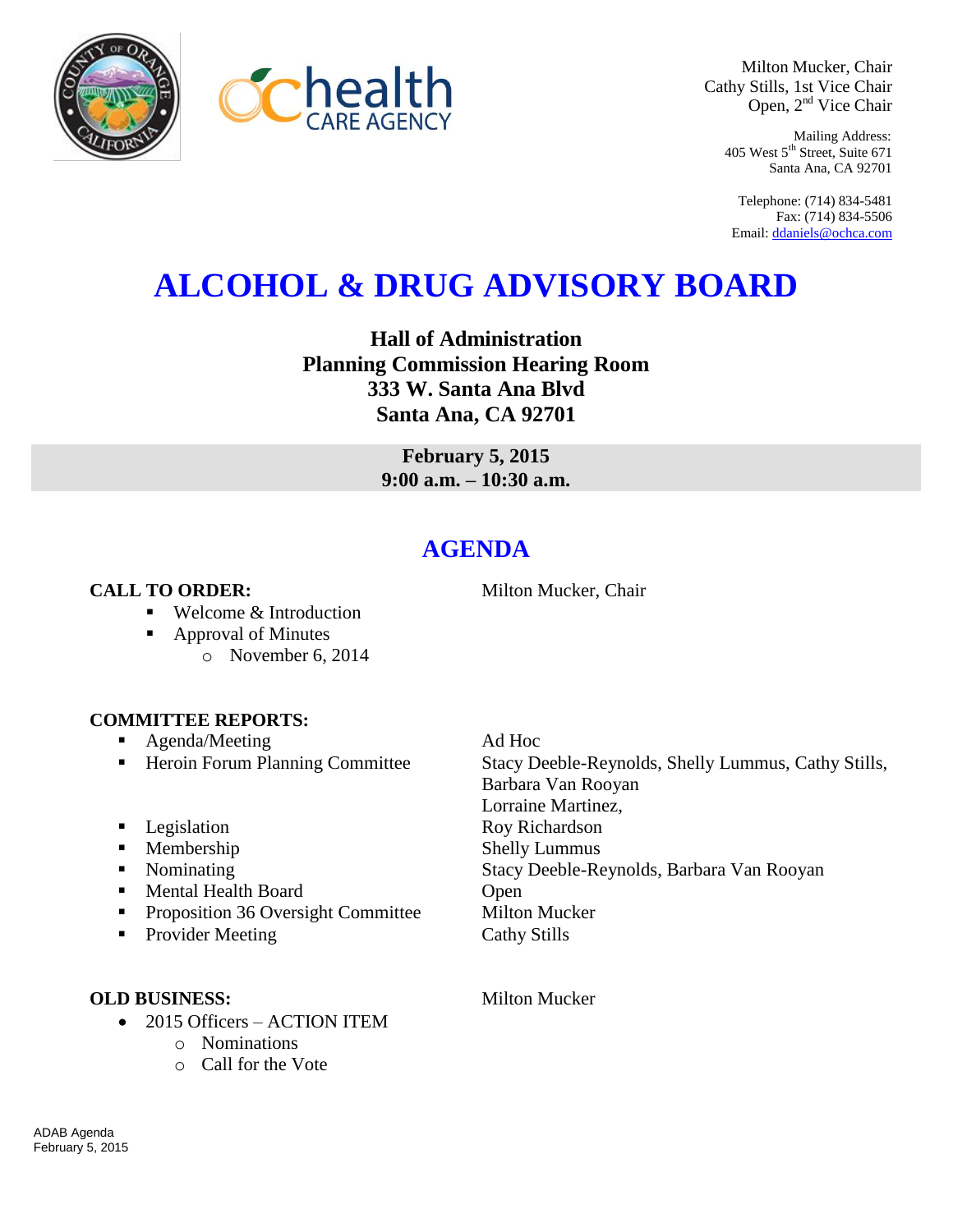Milton Mucker, Chair
Cathy Stills, 1st Vice Chair
Open, 2nd Vice Chair

Mailing Address:
405 West 5th Street, Suite 671
Santa Ana, CA 92701

Telephone: (714) 834-5481
Fax: (714) 834-5506
Email: ddaniels@ochca.com

# ALCOHOL & DRUG ADVISORY BOARD

**Hall of Administration**
**Planning Commission Hearing Room**
**333 W. Santa Ana Blvd**
**Santa Ana, CA 92701**

**February 5, 2015**
**9:00 a.m. – 10:30 a.m.**

## AGENDA

**CALL TO ORDER:** Milton Mucker, Chair

- Welcome & Introduction
- Approval of Minutes
  - November 6, 2014

**COMMITTEE REPORTS:**

- Agenda/Meeting — Ad Hoc
- Heroin Forum Planning Committee — Stacy Deeble-Reynolds, Shelly Lummus, Cathy Stills, Barbara Van Rooyan, Lorraine Martinez,
- Legislation — Roy Richardson
- Membership — Shelly Lummus
- Nominating — Stacy Deeble-Reynolds, Barbara Van Rooyan
- Mental Health Board — Open
- Proposition 36 Oversight Committee — Milton Mucker
- Provider Meeting — Cathy Stills

**OLD BUSINESS:** Milton Mucker

- 2015 Officers – ACTION ITEM
  - Nominations
  - Call for the Vote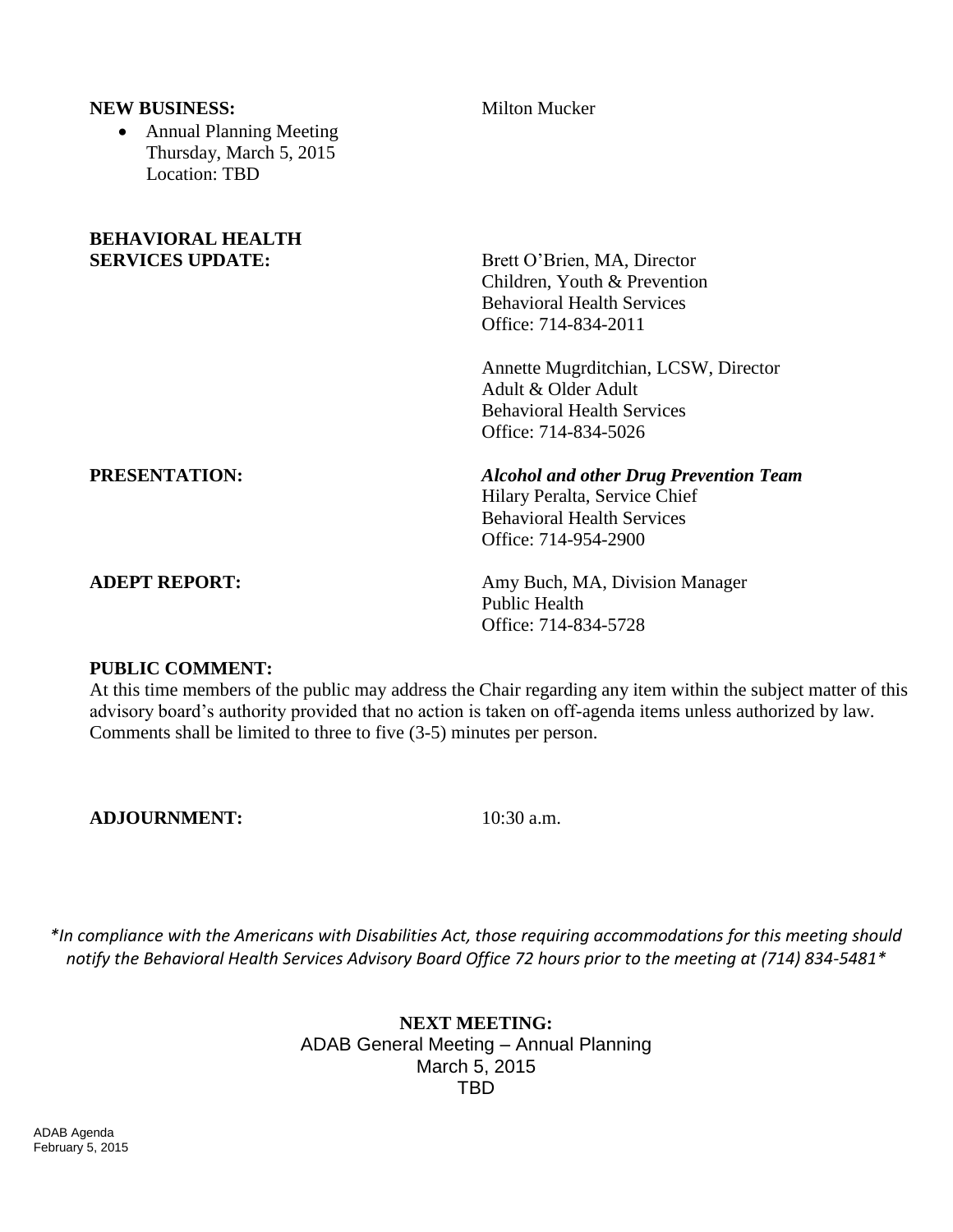**NEW BUSINESS:** Milton Mucker

- Annual Planning Meeting
  Thursday, March 5, 2015
  Location: TBD

**BEHAVIORAL HEALTH SERVICES UPDATE:**

Brett O'Brien, MA, Director
Children, Youth & Prevention
Behavioral Health Services
Office: 714-834-2011

Annette Mugrditchian, LCSW, Director
Adult & Older Adult
Behavioral Health Services
Office: 714-834-5026

**PRESENTATION:** ***Alcohol and other Drug Prevention Team***
Hilary Peralta, Service Chief
Behavioral Health Services
Office: 714-954-2900

**ADEPT REPORT:** Amy Buch, MA, Division Manager
Public Health
Office: 714-834-5728

**PUBLIC COMMENT:**
At this time members of the public may address the Chair regarding any item within the subject matter of this advisory board's authority provided that no action is taken on off-agenda items unless authorized by law. Comments shall be limited to three to five (3-5) minutes per person.

**ADJOURNMENT:** 10:30 a.m.

*\*In compliance with the Americans with Disabilities Act, those requiring accommodations for this meeting should notify the Behavioral Health Services Advisory Board Office 72 hours prior to the meeting at (714) 834-5481\**

**NEXT MEETING:**
ADAB General Meeting – Annual Planning
March 5, 2015
TBD

ADAB Agenda
February 5, 2015